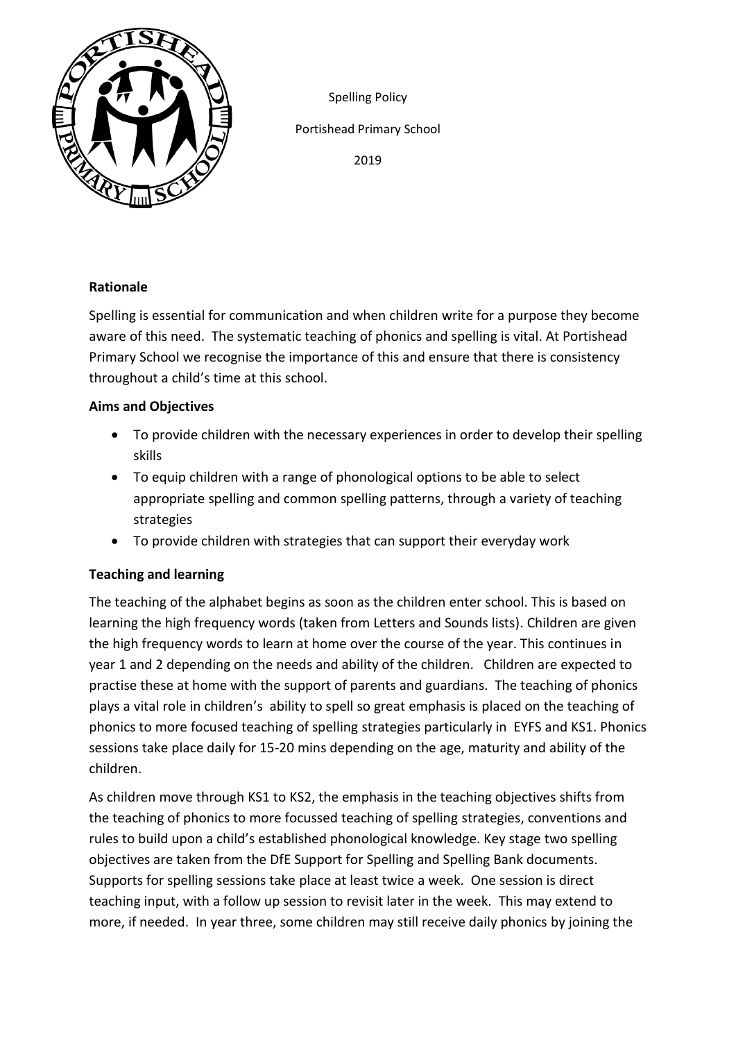Spelling Policy

Portishead Primary School

2019

**Rationale**

Spelling is essential for communication and when children write for a purpose they become aware of this need. The systematic teaching of phonics and spelling is vital. At Portishead Primary School we recognise the importance of this and ensure that there is consistency throughout a child's time at this school.

**Aims and Objectives**

- To provide children with the necessary experiences in order to develop their spelling skills
- To equip children with a range of phonological options to be able to select appropriate spelling and common spelling patterns, through a variety of teaching strategies
- To provide children with strategies that can support their everyday work

**Teaching and learning**

The teaching of the alphabet begins as soon as the children enter school. This is based on learning the high frequency words (taken from Letters and Sounds lists). Children are given the high frequency words to learn at home over the course of the year. This continues in year 1 and 2 depending on the needs and ability of the children. Children are expected to practise these at home with the support of parents and guardians. The teaching of phonics plays a vital role in children's ability to spell so great emphasis is placed on the teaching of phonics to more focused teaching of spelling strategies particularly in EYFS and KS1. Phonics sessions take place daily for 15-20 mins depending on the age, maturity and ability of the children.

As children move through KS1 to KS2, the emphasis in the teaching objectives shifts from the teaching of phonics to more focussed teaching of spelling strategies, conventions and rules to build upon a child's established phonological knowledge. Key stage two spelling objectives are taken from the DfE Support for Spelling and Spelling Bank documents. Supports for spelling sessions take place at least twice a week. One session is direct teaching input, with a follow up session to revisit later in the week. This may extend to more, if needed. In year three, some children may still receive daily phonics by joining the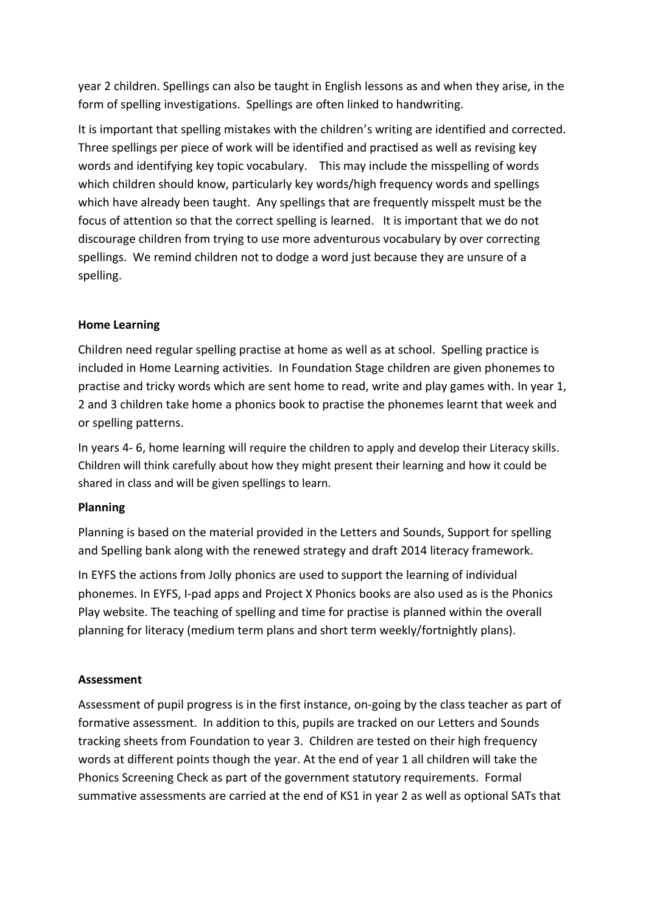year 2 children. Spellings can also be taught in English lessons as and when they arise, in the form of spelling investigations. Spellings are often linked to handwriting.

It is important that spelling mistakes with the children's writing are identified and corrected. Three spellings per piece of work will be identified and practised as well as revising key words and identifying key topic vocabulary. This may include the misspelling of words which children should know, particularly key words/high frequency words and spellings which have already been taught. Any spellings that are frequently misspelt must be the focus of attention so that the correct spelling is learned. It is important that we do not discourage children from trying to use more adventurous vocabulary by over correcting spellings. We remind children not to dodge a word just because they are unsure of a spelling.

**Home Learning**

Children need regular spelling practise at home as well as at school. Spelling practice is included in Home Learning activities. In Foundation Stage children are given phonemes to practise and tricky words which are sent home to read, write and play games with. In year 1, 2 and 3 children take home a phonics book to practise the phonemes learnt that week and or spelling patterns.

In years 4- 6, home learning will require the children to apply and develop their Literacy skills. Children will think carefully about how they might present their learning and how it could be shared in class and will be given spellings to learn.

**Planning**

Planning is based on the material provided in the Letters and Sounds, Support for spelling and Spelling bank along with the renewed strategy and draft 2014 literacy framework.

In EYFS the actions from Jolly phonics are used to support the learning of individual phonemes. In EYFS, I-pad apps and Project X Phonics books are also used as is the Phonics Play website. The teaching of spelling and time for practise is planned within the overall planning for literacy (medium term plans and short term weekly/fortnightly plans).

**Assessment**

Assessment of pupil progress is in the first instance, on-going by the class teacher as part of formative assessment. In addition to this, pupils are tracked on our Letters and Sounds tracking sheets from Foundation to year 3. Children are tested on their high frequency words at different points though the year. At the end of year 1 all children will take the Phonics Screening Check as part of the government statutory requirements. Formal summative assessments are carried at the end of KS1 in year 2 as well as optional SATs that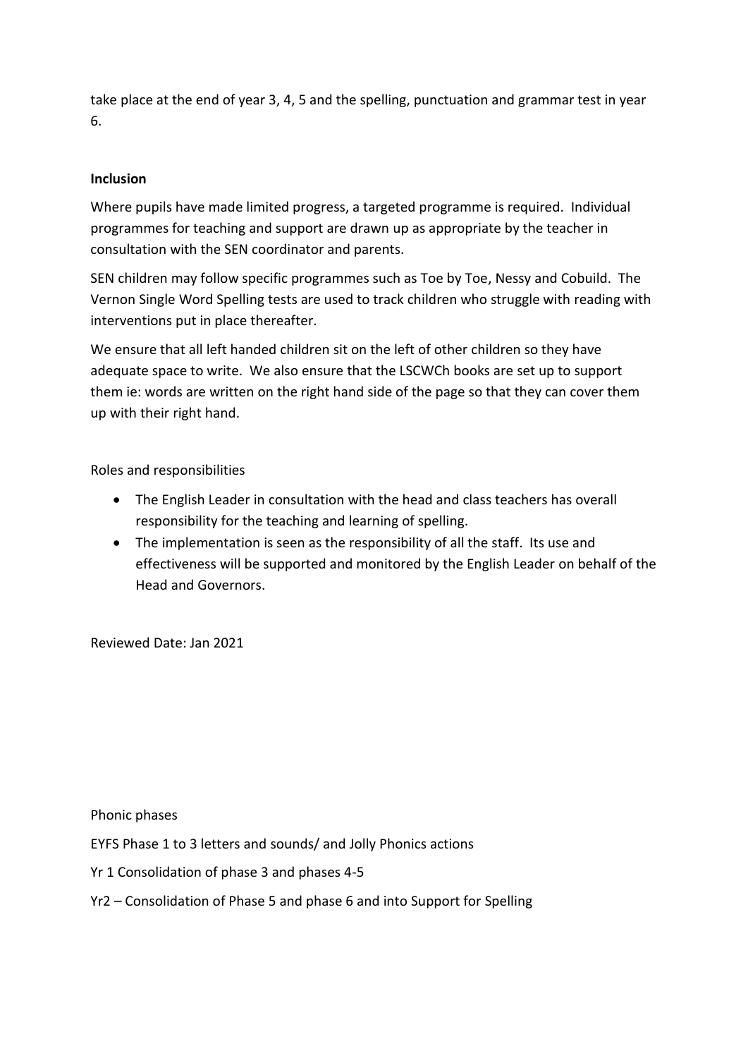take place at the end of year 3, 4, 5 and the spelling, punctuation and grammar test in year 6.

**Inclusion**

Where pupils have made limited progress, a targeted programme is required. Individual programmes for teaching and support are drawn up as appropriate by the teacher in consultation with the SEN coordinator and parents.

SEN children may follow specific programmes such as Toe by Toe, Nessy and Cobuild. The Vernon Single Word Spelling tests are used to track children who struggle with reading with interventions put in place thereafter.

We ensure that all left handed children sit on the left of other children so they have adequate space to write. We also ensure that the LSCWCh books are set up to support them ie: words are written on the right hand side of the page so that they can cover them up with their right hand.

Roles and responsibilities

- The English Leader in consultation with the head and class teachers has overall responsibility for the teaching and learning of spelling.
- The implementation is seen as the responsibility of all the staff. Its use and effectiveness will be supported and monitored by the English Leader on behalf of the Head and Governors.

Reviewed Date: Jan 2021

Phonic phases

EYFS Phase 1 to 3 letters and sounds/ and Jolly Phonics actions

Yr 1 Consolidation of phase 3 and phases 4-5

Yr2 – Consolidation of Phase 5 and phase 6 and into Support for Spelling